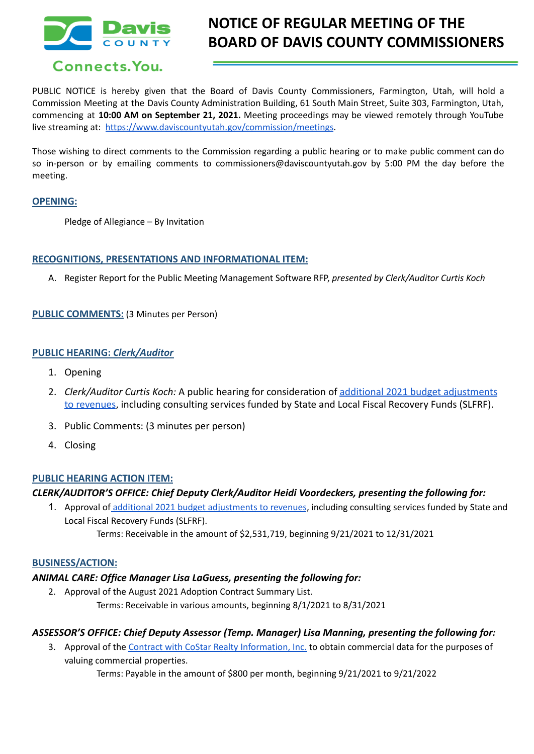# NOTICE OF REGULAR MEETING OF THE BOARD OF DAVIS COUNTY COMMISSIONERS

Davis County
Connects. You.

PUBLIC NOTICE is hereby given that the Board of Davis County Commissioners, Farmington, Utah, will hold a Commission Meeting at the Davis County Administration Building, 61 South Main Street, Suite 303, Farmington, Utah, commencing at **10:00 AM on September 21, 2021.** Meeting proceedings may be viewed remotely through YouTube live streaming at: [https://www.daviscountyutah.gov/commission/meetings](https://www.daviscountyutah.gov/commission/meetings).

Those wishing to direct comments to the Commission regarding a public hearing or to make public comment can do so in-person or by emailing comments to commissioners@daviscountyutah.gov by 5:00 PM the day before the meeting.

## OPENING:

Pledge of Allegiance – By Invitation

## RECOGNITIONS, PRESENTATIONS AND INFORMATIONAL ITEM:

A. Register Report for the Public Meeting Management Software RFP, *presented by Clerk/Auditor Curtis Koch*

## PUBLIC COMMENTS: (3 Minutes per Person)

## PUBLIC HEARING: *Clerk/Auditor*

1. Opening
2. *Clerk/Auditor Curtis Koch:* A public hearing for consideration of additional 2021 budget adjustments to revenues, including consulting services funded by State and Local Fiscal Recovery Funds (SLFRF).
3. Public Comments: (3 minutes per person)
4. Closing

## PUBLIC HEARING ACTION ITEM:

### *CLERK/AUDITOR'S OFFICE: Chief Deputy Clerk/Auditor Heidi Voordeckers, presenting the following for:*

1. Approval of additional 2021 budget adjustments to revenues, including consulting services funded by State and Local Fiscal Recovery Funds (SLFRF).
   Terms: Receivable in the amount of $2,531,719, beginning 9/21/2021 to 12/31/2021

## BUSINESS/ACTION:

### *ANIMAL CARE: Office Manager Lisa LaGuess, presenting the following for:*

2. Approval of the August 2021 Adoption Contract Summary List.
   Terms: Receivable in various amounts, beginning 8/1/2021 to 8/31/2021

### *ASSESSOR'S OFFICE: Chief Deputy Assessor (Temp. Manager) Lisa Manning, presenting the following for:*

3. Approval of the Contract with CoStar Realty Information, Inc. to obtain commercial data for the purposes of valuing commercial properties.
   Terms: Payable in the amount of $800 per month, beginning 9/21/2021 to 9/21/2022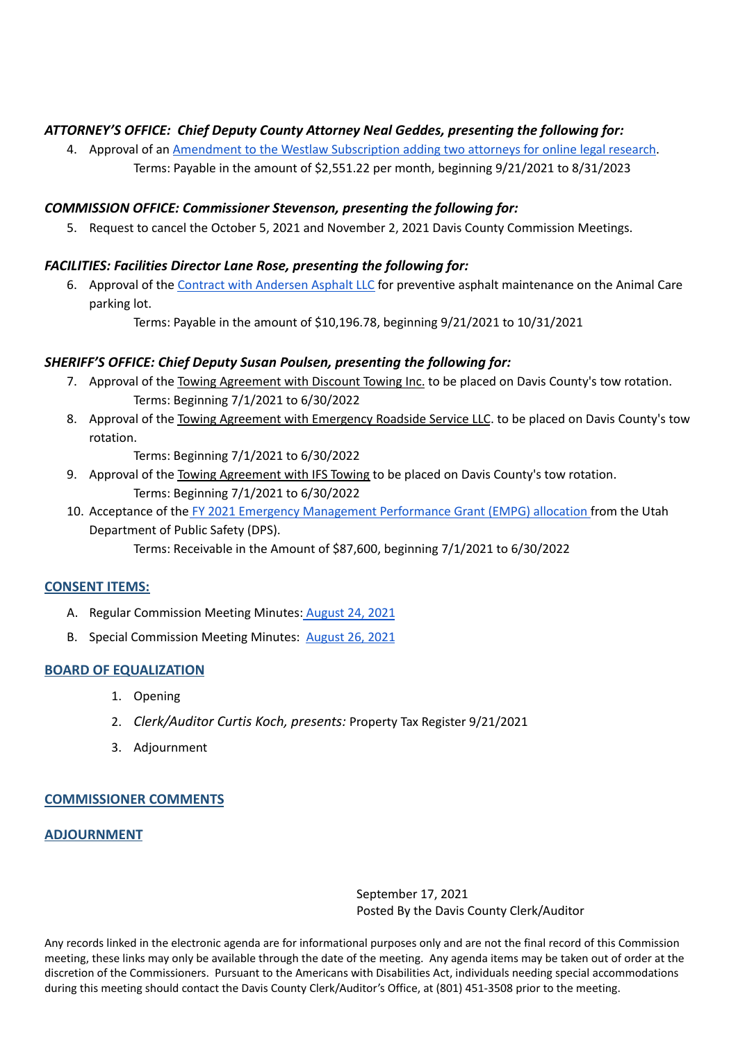***ATTORNEY'S OFFICE: Chief Deputy County Attorney Neal Geddes, presenting the following for:***

4. Approval of an Amendment to the Westlaw Subscription adding two attorneys for online legal research.
   Terms: Payable in the amount of $2,551.22 per month, beginning 9/21/2021 to 8/31/2023

***COMMISSION OFFICE: Commissioner Stevenson, presenting the following for:***

5. Request to cancel the October 5, 2021 and November 2, 2021 Davis County Commission Meetings.

***FACILITIES: Facilities Director Lane Rose, presenting the following for:***

6. Approval of the Contract with Andersen Asphalt LLC for preventive asphalt maintenance on the Animal Care parking lot.
   Terms: Payable in the amount of $10,196.78, beginning 9/21/2021 to 10/31/2021

***SHERIFF'S OFFICE: Chief Deputy Susan Poulsen, presenting the following for:***

7. Approval of the Towing Agreement with Discount Towing Inc. to be placed on Davis County's tow rotation.
   Terms: Beginning 7/1/2021 to 6/30/2022
8. Approval of the Towing Agreement with Emergency Roadside Service LLC. to be placed on Davis County's tow rotation.
   Terms: Beginning 7/1/2021 to 6/30/2022
9. Approval of the Towing Agreement with IFS Towing to be placed on Davis County's tow rotation.
   Terms: Beginning 7/1/2021 to 6/30/2022
10. Acceptance of the FY 2021 Emergency Management Performance Grant (EMPG) allocation from the Utah Department of Public Safety (DPS).
    Terms: Receivable in the Amount of $87,600, beginning 7/1/2021 to 6/30/2022

## CONSENT ITEMS:

A. Regular Commission Meeting Minutes: August 24, 2021

B. Special Commission Meeting Minutes: August 26, 2021

## BOARD OF EQUALIZATION

1. Opening
2. *Clerk/Auditor Curtis Koch, presents:* Property Tax Register 9/21/2021
3. Adjournment

## COMMISSIONER COMMENTS

## ADJOURNMENT

September 17, 2021
Posted By the Davis County Clerk/Auditor

Any records linked in the electronic agenda are for informational purposes only and are not the final record of this Commission meeting, these links may only be available through the date of the meeting. Any agenda items may be taken out of order at the discretion of the Commissioners. Pursuant to the Americans with Disabilities Act, individuals needing special accommodations during this meeting should contact the Davis County Clerk/Auditor's Office, at (801) 451-3508 prior to the meeting.